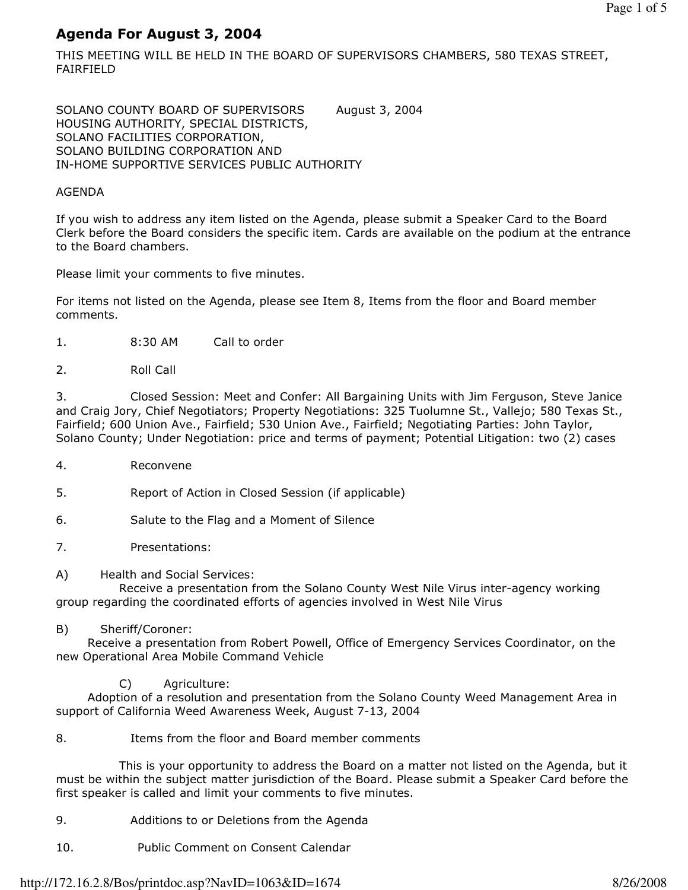# Agenda For August 3, 2004

THIS MEETING WILL BE HELD IN THE BOARD OF SUPERVISORS CHAMBERS, 580 TEXAS STREET, FAIRFIELD

SOLANO COUNTY BOARD OF SUPERVISORS August 3, 2004
HOUSING AUTHORITY, SPECIAL DISTRICTS,
SOLANO FACILITIES CORPORATION,
SOLANO BUILDING CORPORATION AND
IN-HOME SUPPORTIVE SERVICES PUBLIC AUTHORITY

AGENDA

If you wish to address any item listed on the Agenda, please submit a Speaker Card to the Board Clerk before the Board considers the specific item. Cards are available on the podium at the entrance to the Board chambers.

Please limit your comments to five minutes.

For items not listed on the Agenda, please see Item 8, Items from the floor and Board member comments.

1. 8:30 AM Call to order

2. Roll Call

3. Closed Session: Meet and Confer: All Bargaining Units with Jim Ferguson, Steve Janice and Craig Jory, Chief Negotiators; Property Negotiations: 325 Tuolumne St., Vallejo; 580 Texas St., Fairfield; 600 Union Ave., Fairfield; 530 Union Ave., Fairfield; Negotiating Parties: John Taylor, Solano County; Under Negotiation: price and terms of payment; Potential Litigation: two (2) cases

4. Reconvene

5. Report of Action in Closed Session (if applicable)

6. Salute to the Flag and a Moment of Silence

7. Presentations:

A) Health and Social Services:
Receive a presentation from the Solano County West Nile Virus inter-agency working group regarding the coordinated efforts of agencies involved in West Nile Virus

B) Sheriff/Coroner:
Receive a presentation from Robert Powell, Office of Emergency Services Coordinator, on the new Operational Area Mobile Command Vehicle

C) Agriculture:
Adoption of a resolution and presentation from the Solano County Weed Management Area in support of California Weed Awareness Week, August 7-13, 2004

8. Items from the floor and Board member comments

This is your opportunity to address the Board on a matter not listed on the Agenda, but it must be within the subject matter jurisdiction of the Board. Please submit a Speaker Card before the first speaker is called and limit your comments to five minutes.

9. Additions to or Deletions from the Agenda

10. Public Comment on Consent Calendar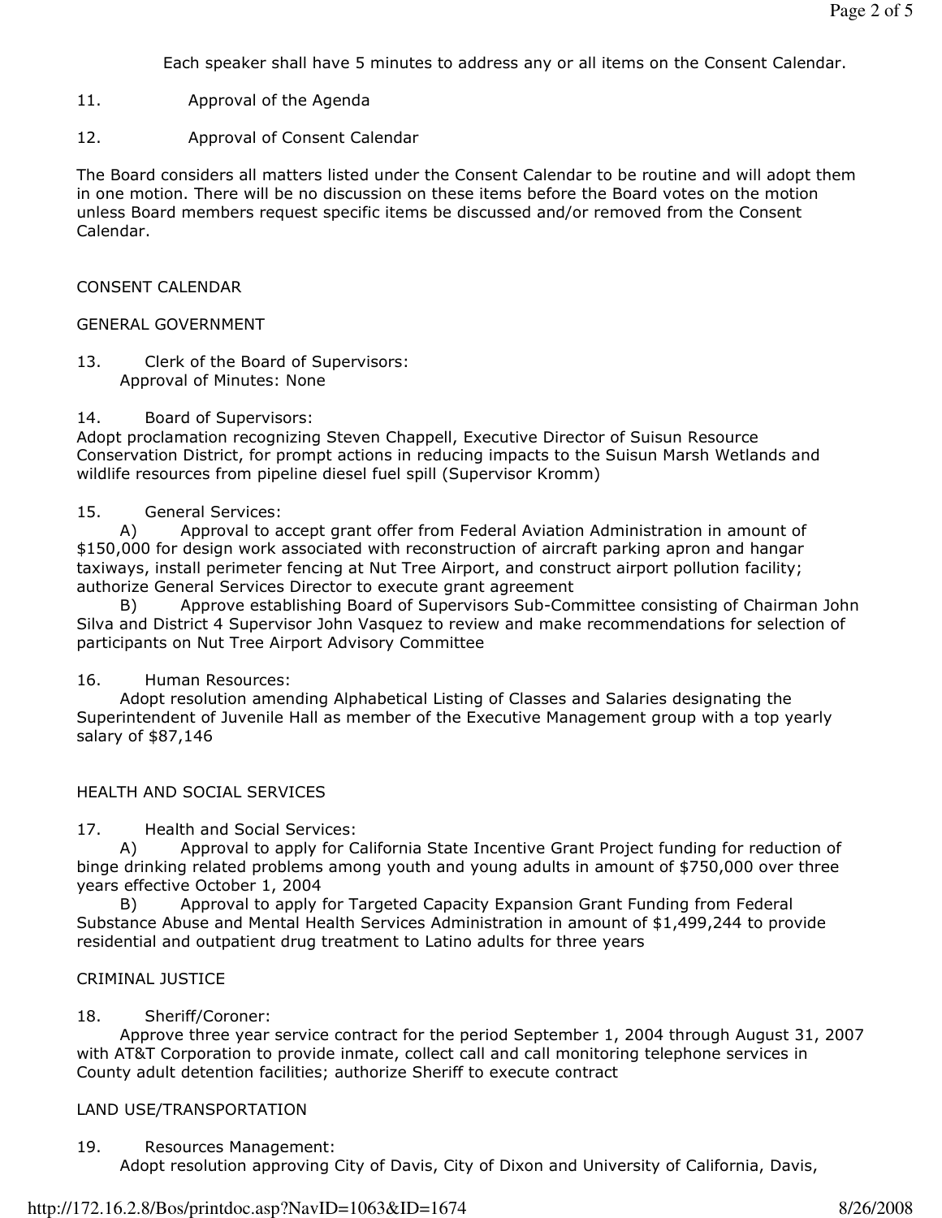Each speaker shall have 5 minutes to address any or all items on the Consent Calendar.

11. Approval of the Agenda

12. Approval of Consent Calendar

The Board considers all matters listed under the Consent Calendar to be routine and will adopt them in one motion. There will be no discussion on these items before the Board votes on the motion unless Board members request specific items be discussed and/or removed from the Consent Calendar.

## CONSENT CALENDAR

### GENERAL GOVERNMENT

13. Clerk of the Board of Supervisors:
Approval of Minutes: None

14. Board of Supervisors:
Adopt proclamation recognizing Steven Chappell, Executive Director of Suisun Resource Conservation District, for prompt actions in reducing impacts to the Suisun Marsh Wetlands and wildlife resources from pipeline diesel fuel spill (Supervisor Kromm)

15. General Services:
A) Approval to accept grant offer from Federal Aviation Administration in amount of $150,000 for design work associated with reconstruction of aircraft parking apron and hangar taxiways, install perimeter fencing at Nut Tree Airport, and construct airport pollution facility; authorize General Services Director to execute grant agreement
B) Approve establishing Board of Supervisors Sub-Committee consisting of Chairman John Silva and District 4 Supervisor John Vasquez to review and make recommendations for selection of participants on Nut Tree Airport Advisory Committee

16. Human Resources:
Adopt resolution amending Alphabetical Listing of Classes and Salaries designating the Superintendent of Juvenile Hall as member of the Executive Management group with a top yearly salary of $87,146

### HEALTH AND SOCIAL SERVICES

17. Health and Social Services:
A) Approval to apply for California State Incentive Grant Project funding for reduction of binge drinking related problems among youth and young adults in amount of $750,000 over three years effective October 1, 2004
B) Approval to apply for Targeted Capacity Expansion Grant Funding from Federal Substance Abuse and Mental Health Services Administration in amount of $1,499,244 to provide residential and outpatient drug treatment to Latino adults for three years

### CRIMINAL JUSTICE

18. Sheriff/Coroner:
Approve three year service contract for the period September 1, 2004 through August 31, 2007 with AT&T Corporation to provide inmate, collect call and call monitoring telephone services in County adult detention facilities; authorize Sheriff to execute contract

### LAND USE/TRANSPORTATION

19. Resources Management:
Adopt resolution approving City of Davis, City of Dixon and University of California, Davis,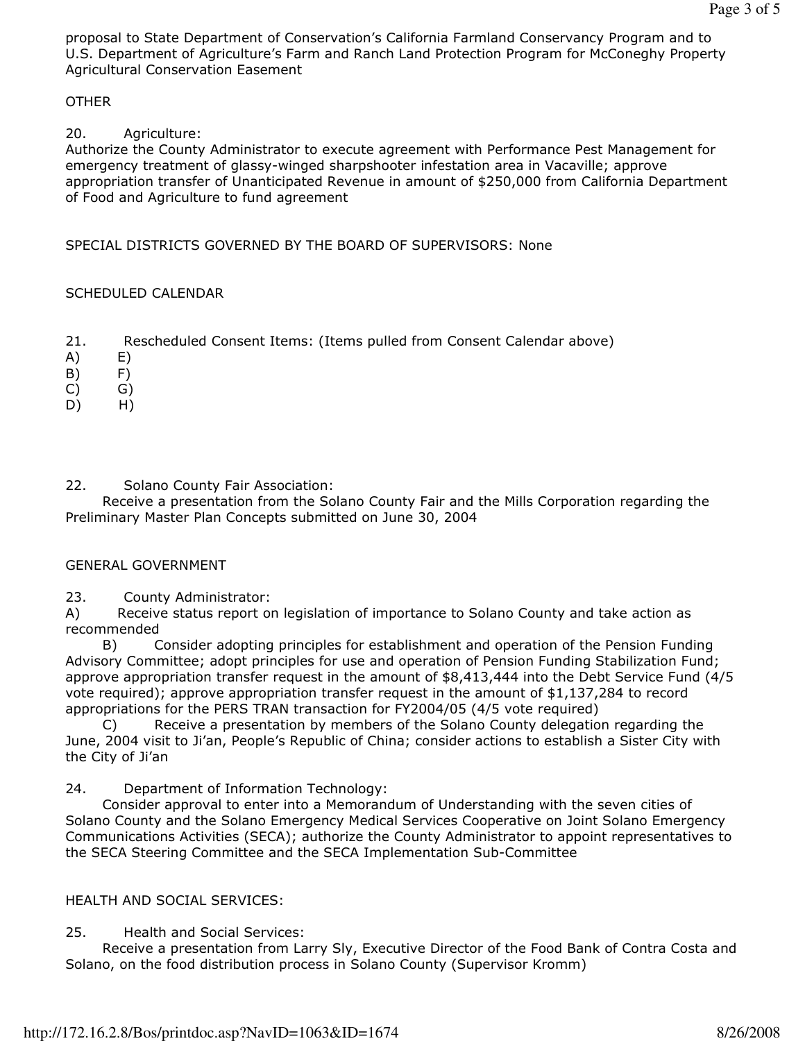proposal to State Department of Conservation's California Farmland Conservancy Program and to U.S. Department of Agriculture's Farm and Ranch Land Protection Program for McConeghy Property Agricultural Conservation Easement

OTHER

20. Agriculture:
Authorize the County Administrator to execute agreement with Performance Pest Management for emergency treatment of glassy-winged sharpshooter infestation area in Vacaville; approve appropriation transfer of Unanticipated Revenue in amount of $250,000 from California Department of Food and Agriculture to fund agreement

SPECIAL DISTRICTS GOVERNED BY THE BOARD OF SUPERVISORS: None

SCHEDULED CALENDAR

21. Rescheduled Consent Items: (Items pulled from Consent Calendar above)

A) E)
B) F)
C) G)
D) H)

22. Solano County Fair Association:
Receive a presentation from the Solano County Fair and the Mills Corporation regarding the Preliminary Master Plan Concepts submitted on June 30, 2004

GENERAL GOVERNMENT

23. County Administrator:

A) Receive status report on legislation of importance to Solano County and take action as recommended

B) Consider adopting principles for establishment and operation of the Pension Funding Advisory Committee; adopt principles for use and operation of Pension Funding Stabilization Fund; approve appropriation transfer request in the amount of $8,413,444 into the Debt Service Fund (4/5 vote required); approve appropriation transfer request in the amount of $1,137,284 to record appropriations for the PERS TRAN transaction for FY2004/05 (4/5 vote required)

C) Receive a presentation by members of the Solano County delegation regarding the June, 2004 visit to Ji'an, People's Republic of China; consider actions to establish a Sister City with the City of Ji'an

24. Department of Information Technology:
Consider approval to enter into a Memorandum of Understanding with the seven cities of Solano County and the Solano Emergency Medical Services Cooperative on Joint Solano Emergency Communications Activities (SECA); authorize the County Administrator to appoint representatives to the SECA Steering Committee and the SECA Implementation Sub-Committee

HEALTH AND SOCIAL SERVICES:

25. Health and Social Services:
Receive a presentation from Larry Sly, Executive Director of the Food Bank of Contra Costa and Solano, on the food distribution process in Solano County (Supervisor Kromm)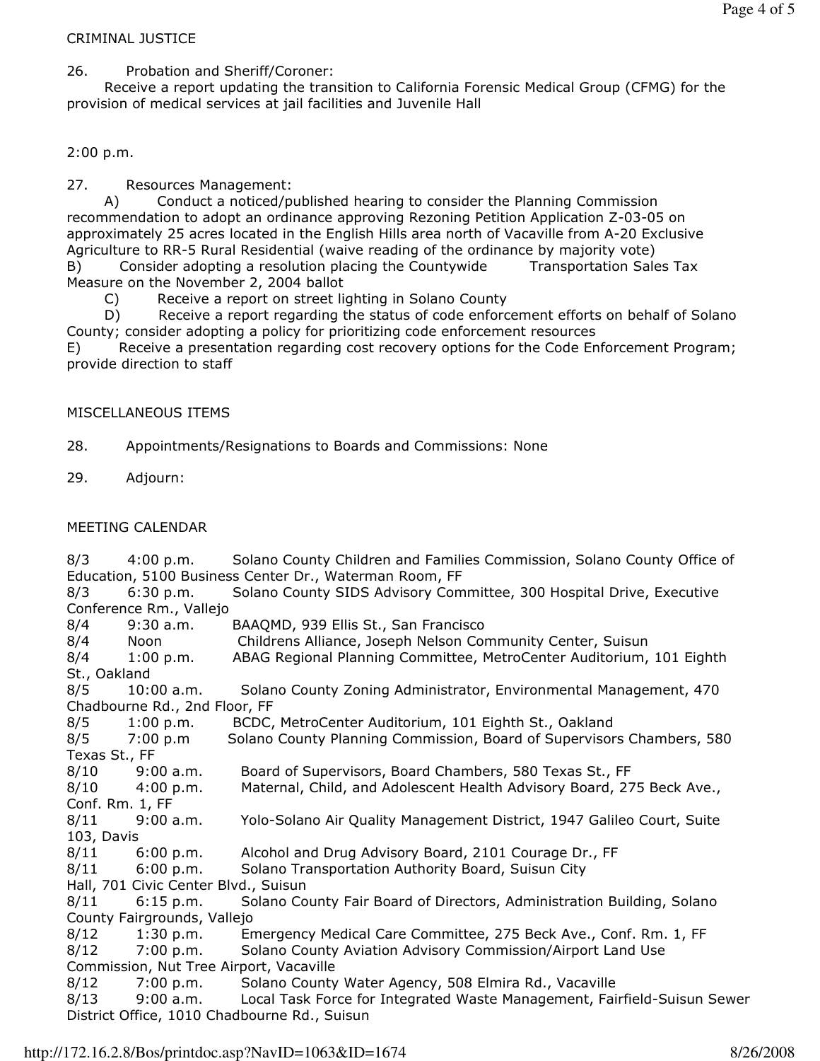CRIMINAL JUSTICE

26. Probation and Sheriff/Coroner:
Receive a report updating the transition to California Forensic Medical Group (CFMG) for the provision of medical services at jail facilities and Juvenile Hall

2:00 p.m.

27. Resources Management:
A) Conduct a noticed/published hearing to consider the Planning Commission recommendation to adopt an ordinance approving Rezoning Petition Application Z-03-05 on approximately 25 acres located in the English Hills area north of Vacaville from A-20 Exclusive Agriculture to RR-5 Rural Residential (waive reading of the ordinance by majority vote)
B) Consider adopting a resolution placing the Countywide Transportation Sales Tax Measure on the November 2, 2004 ballot
C) Receive a report on street lighting in Solano County
D) Receive a report regarding the status of code enforcement efforts on behalf of Solano County; consider adopting a policy for prioritizing code enforcement resources
E) Receive a presentation regarding cost recovery options for the Code Enforcement Program; provide direction to staff

MISCELLANEOUS ITEMS

28. Appointments/Resignations to Boards and Commissions: None

29. Adjourn:

MEETING CALENDAR

8/3 4:00 p.m. Solano County Children and Families Commission, Solano County Office of Education, 5100 Business Center Dr., Waterman Room, FF
8/3 6:30 p.m. Solano County SIDS Advisory Committee, 300 Hospital Drive, Executive Conference Rm., Vallejo
8/4 9:30 a.m. BAAQMD, 939 Ellis St., San Francisco
8/4 Noon Childrens Alliance, Joseph Nelson Community Center, Suisun
8/4 1:00 p.m. ABAG Regional Planning Committee, MetroCenter Auditorium, 101 Eighth St., Oakland
8/5 10:00 a.m. Solano County Zoning Administrator, Environmental Management, 470 Chadbourne Rd., 2nd Floor, FF
8/5 1:00 p.m. BCDC, MetroCenter Auditorium, 101 Eighth St., Oakland
8/5 7:00 p.m Solano County Planning Commission, Board of Supervisors Chambers, 580 Texas St., FF
8/10 9:00 a.m. Board of Supervisors, Board Chambers, 580 Texas St., FF
8/10 4:00 p.m. Maternal, Child, and Adolescent Health Advisory Board, 275 Beck Ave., Conf. Rm. 1, FF
8/11 9:00 a.m. Yolo-Solano Air Quality Management District, 1947 Galileo Court, Suite 103, Davis
8/11 6:00 p.m. Alcohol and Drug Advisory Board, 2101 Courage Dr., FF
8/11 6:00 p.m. Solano Transportation Authority Board, Suisun City Hall, 701 Civic Center Blvd., Suisun
8/11 6:15 p.m. Solano County Fair Board of Directors, Administration Building, Solano County Fairgrounds, Vallejo
8/12 1:30 p.m. Emergency Medical Care Committee, 275 Beck Ave., Conf. Rm. 1, FF
8/12 7:00 p.m. Solano County Aviation Advisory Commission/Airport Land Use Commission, Nut Tree Airport, Vacaville
8/12 7:00 p.m. Solano County Water Agency, 508 Elmira Rd., Vacaville
8/13 9:00 a.m. Local Task Force for Integrated Waste Management, Fairfield-Suisun Sewer District Office, 1010 Chadbourne Rd., Suisun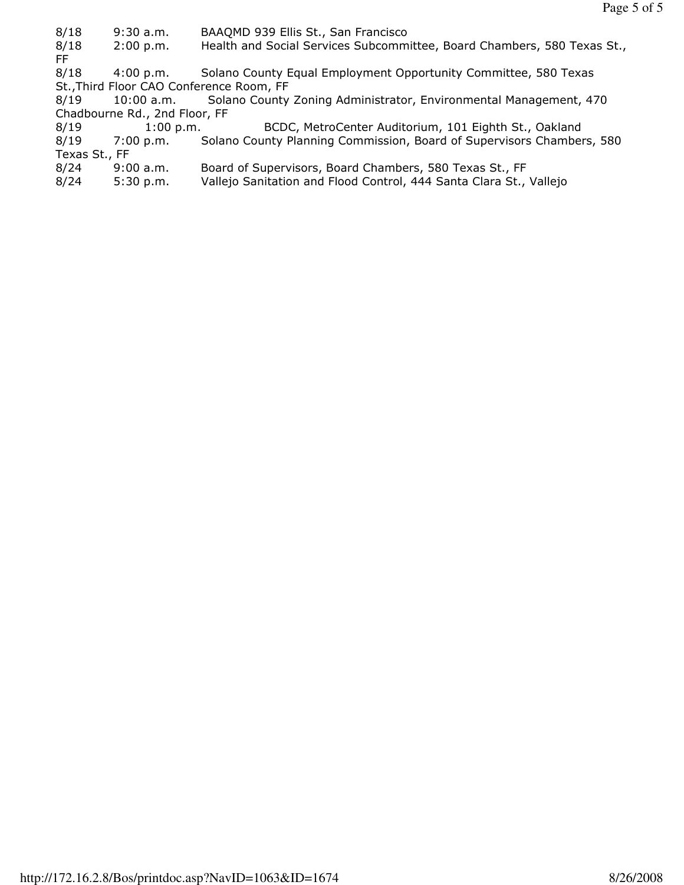8/18 9:30 a.m. BAAQMD 939 Ellis St., San Francisco

8/18 2:00 p.m. Health and Social Services Subcommittee, Board Chambers, 580 Texas St., FF

8/18 4:00 p.m. Solano County Equal Employment Opportunity Committee, 580 Texas St.,Third Floor CAO Conference Room, FF

8/19 10:00 a.m. Solano County Zoning Administrator, Environmental Management, 470 Chadbourne Rd., 2nd Floor, FF

8/19 1:00 p.m. BCDC, MetroCenter Auditorium, 101 Eighth St., Oakland

8/19 7:00 p.m. Solano County Planning Commission, Board of Supervisors Chambers, 580 Texas St., FF

8/24 9:00 a.m. Board of Supervisors, Board Chambers, 580 Texas St., FF

8/24 5:30 p.m. Vallejo Sanitation and Flood Control, 444 Santa Clara St., Vallejo